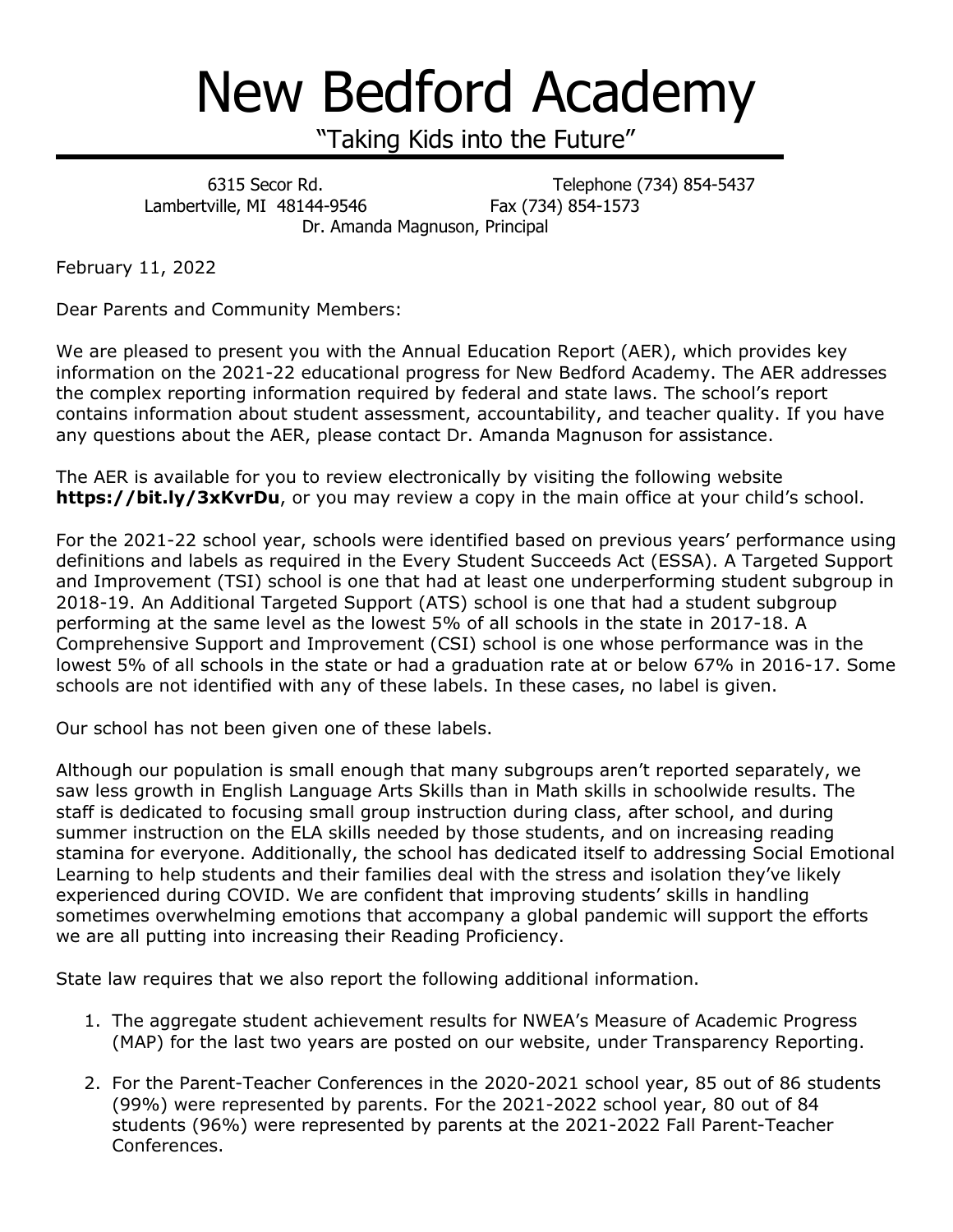# New Bedford Academy

"Taking Kids into the Future"

6315 Secor Rd.
Lambertville, MI 48144-9546

Telephone (734) 854-5437
Fax (734) 854-1573

Dr. Amanda Magnuson, Principal

February 11, 2022

Dear Parents and Community Members:

We are pleased to present you with the Annual Education Report (AER), which provides key information on the 2021-22 educational progress for New Bedford Academy. The AER addresses the complex reporting information required by federal and state laws. The school's report contains information about student assessment, accountability, and teacher quality. If you have any questions about the AER, please contact Dr. Amanda Magnuson for assistance.

The AER is available for you to review electronically by visiting the following website **https://bit.ly/3xKvrDu**, or you may review a copy in the main office at your child's school.

For the 2021-22 school year, schools were identified based on previous years' performance using definitions and labels as required in the Every Student Succeeds Act (ESSA). A Targeted Support and Improvement (TSI) school is one that had at least one underperforming student subgroup in 2018-19. An Additional Targeted Support (ATS) school is one that had a student subgroup performing at the same level as the lowest 5% of all schools in the state in 2017-18. A Comprehensive Support and Improvement (CSI) school is one whose performance was in the lowest 5% of all schools in the state or had a graduation rate at or below 67% in 2016-17. Some schools are not identified with any of these labels. In these cases, no label is given.

Our school has not been given one of these labels.

Although our population is small enough that many subgroups aren't reported separately, we saw less growth in English Language Arts Skills than in Math skills in schoolwide results. The staff is dedicated to focusing small group instruction during class, after school, and during summer instruction on the ELA skills needed by those students, and on increasing reading stamina for everyone. Additionally, the school has dedicated itself to addressing Social Emotional Learning to help students and their families deal with the stress and isolation they've likely experienced during COVID. We are confident that improving students' skills in handling sometimes overwhelming emotions that accompany a global pandemic will support the efforts we are all putting into increasing their Reading Proficiency.

State law requires that we also report the following additional information.

1. The aggregate student achievement results for NWEA's Measure of Academic Progress (MAP) for the last two years are posted on our website, under Transparency Reporting.

2. For the Parent-Teacher Conferences in the 2020-2021 school year, 85 out of 86 students (99%) were represented by parents. For the 2021-2022 school year, 80 out of 84 students (96%) were represented by parents at the 2021-2022 Fall Parent-Teacher Conferences.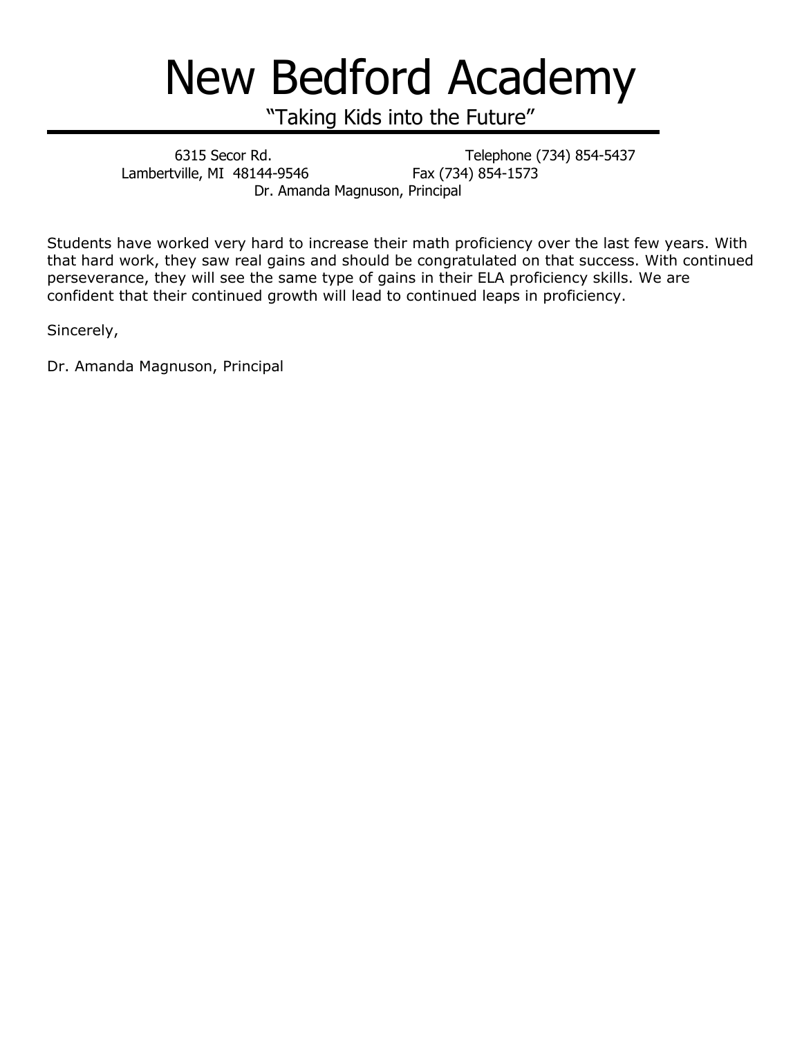# New Bedford Academy

"Taking Kids into the Future"

6315 Secor Rd.
Lambertville, MI 48144-9546

Telephone (734) 854-5437
Fax (734) 854-1573

Dr. Amanda Magnuson, Principal

Students have worked very hard to increase their math proficiency over the last few years. With that hard work, they saw real gains and should be congratulated on that success. With continued perseverance, they will see the same type of gains in their ELA proficiency skills. We are confident that their continued growth will lead to continued leaps in proficiency.

Sincerely,

Dr. Amanda Magnuson, Principal